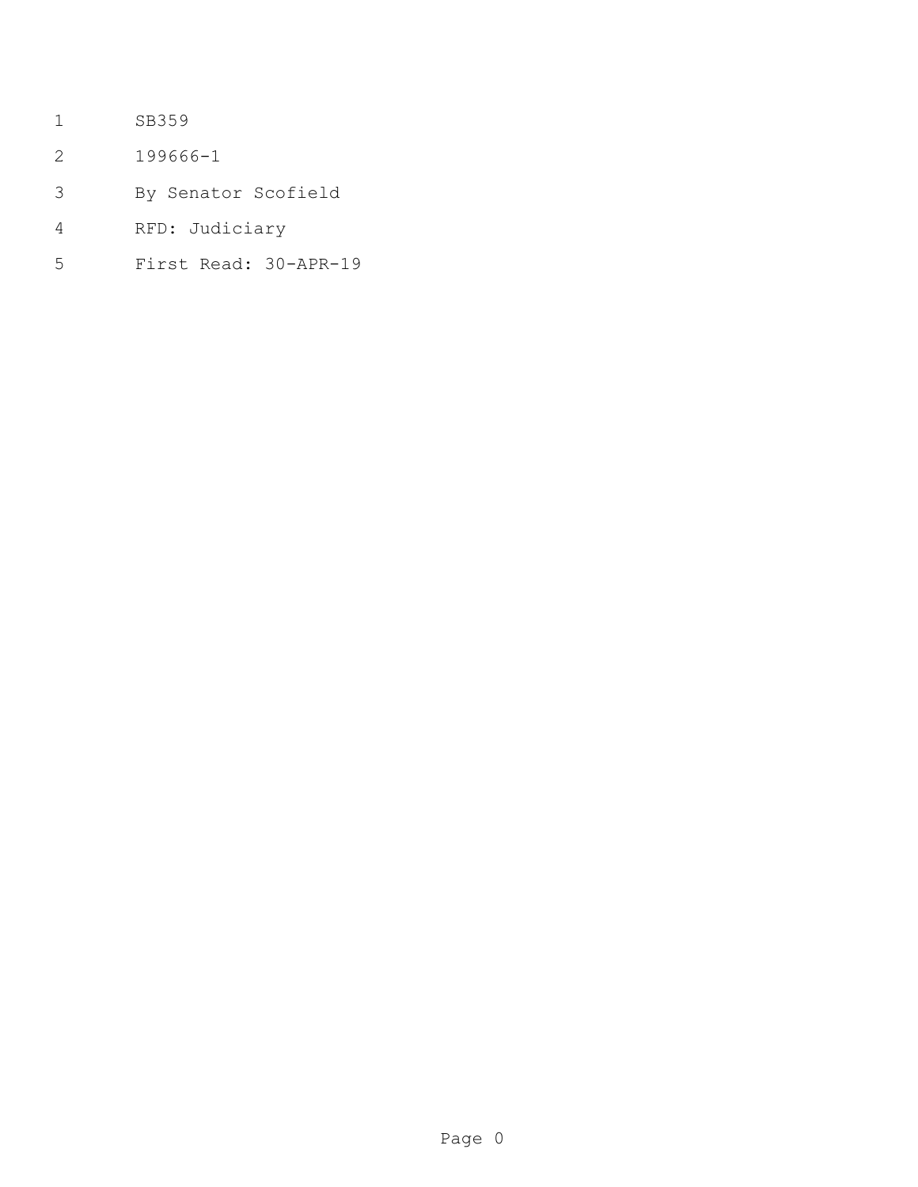SB359

199666-1

By Senator Scofield

RFD: Judiciary

First Read: 30-APR-19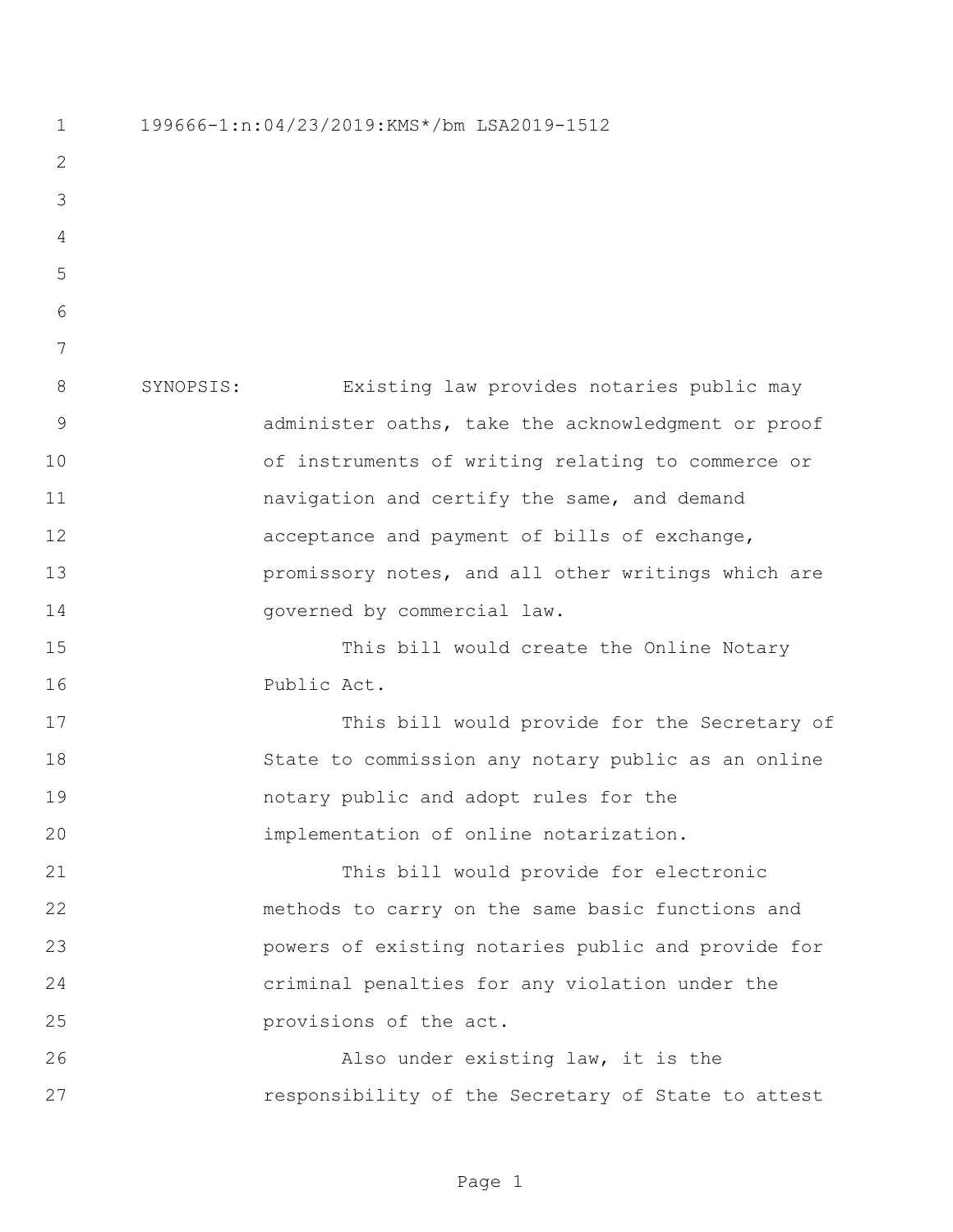199666-1:n:04/23/2019:KMS*/bm LSA2019-1512

SYNOPSIS: Existing law provides notaries public may administer oaths, take the acknowledgment or proof of instruments of writing relating to commerce or navigation and certify the same, and demand acceptance and payment of bills of exchange, promissory notes, and all other writings which are governed by commercial law.

This bill would create the Online Notary Public Act.

This bill would provide for the Secretary of State to commission any notary public as an online notary public and adopt rules for the implementation of online notarization.

This bill would provide for electronic methods to carry on the same basic functions and powers of existing notaries public and provide for criminal penalties for any violation under the provisions of the act.

Also under existing law, it is the responsibility of the Secretary of State to attest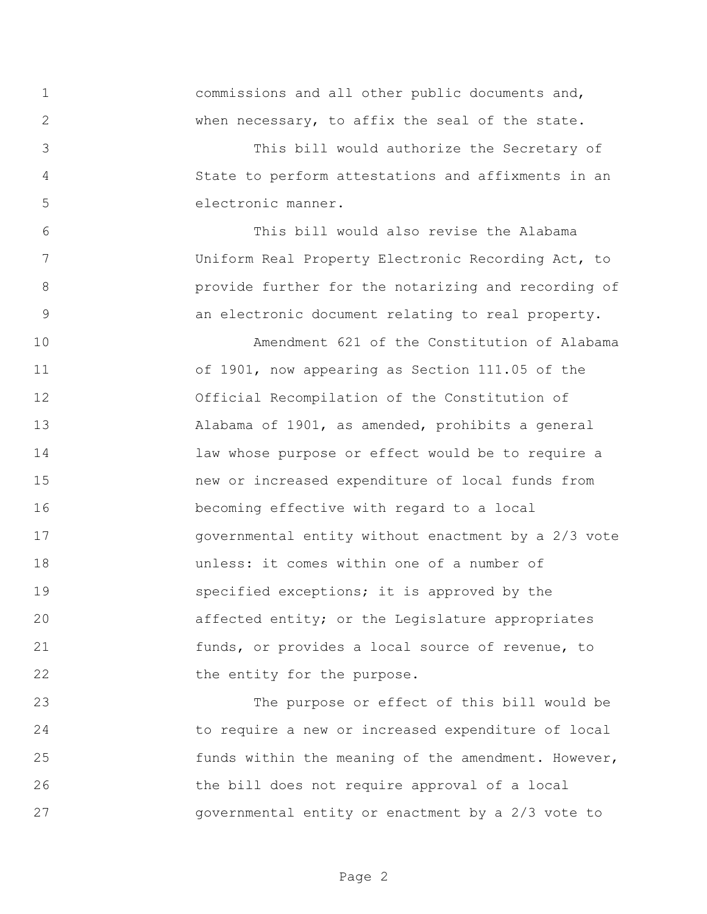commissions and all other public documents and, when necessary, to affix the seal of the state.

This bill would authorize the Secretary of State to perform attestations and affixments in an electronic manner.

This bill would also revise the Alabama Uniform Real Property Electronic Recording Act, to provide further for the notarizing and recording of an electronic document relating to real property.

Amendment 621 of the Constitution of Alabama of 1901, now appearing as Section 111.05 of the Official Recompilation of the Constitution of Alabama of 1901, as amended, prohibits a general law whose purpose or effect would be to require a new or increased expenditure of local funds from becoming effective with regard to a local governmental entity without enactment by a 2/3 vote unless: it comes within one of a number of specified exceptions; it is approved by the affected entity; or the Legislature appropriates funds, or provides a local source of revenue, to the entity for the purpose.

The purpose or effect of this bill would be to require a new or increased expenditure of local funds within the meaning of the amendment. However, the bill does not require approval of a local governmental entity or enactment by a 2/3 vote to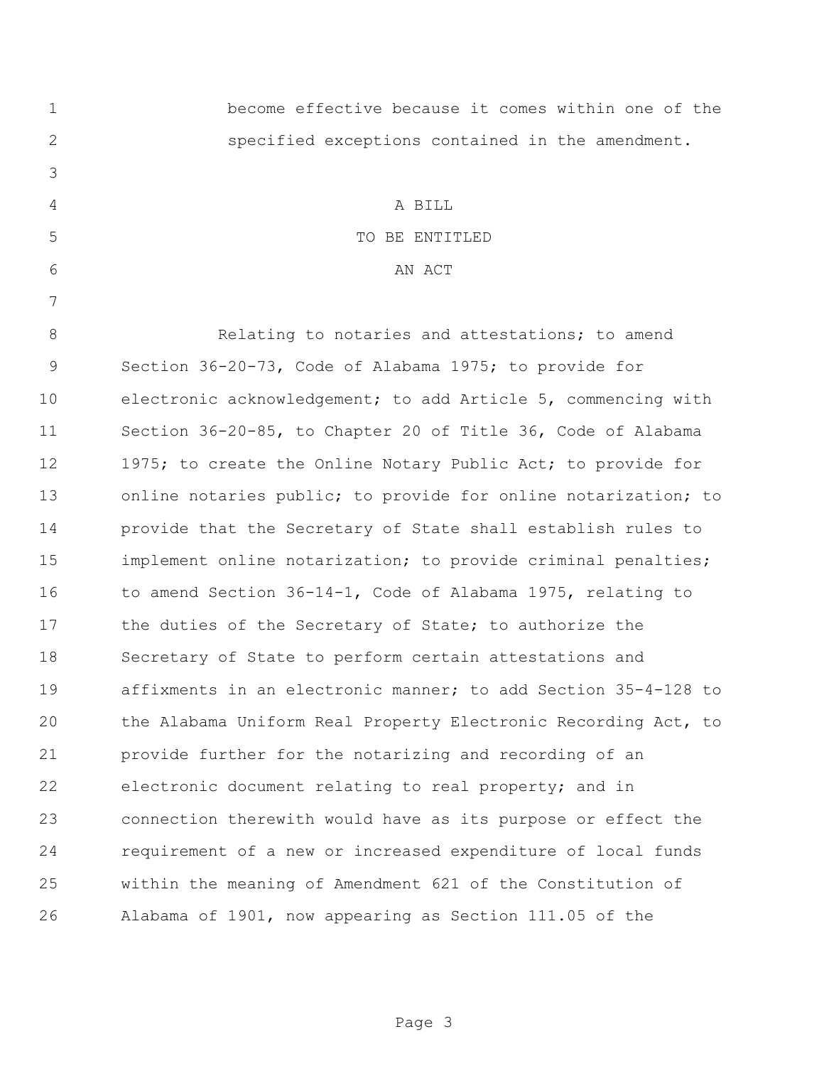become effective because it comes within one of the specified exceptions contained in the amendment.

A BILL

TO BE ENTITLED

AN ACT

Relating to notaries and attestations; to amend Section 36-20-73, Code of Alabama 1975; to provide for electronic acknowledgement; to add Article 5, commencing with Section 36-20-85, to Chapter 20 of Title 36, Code of Alabama 1975; to create the Online Notary Public Act; to provide for online notaries public; to provide for online notarization; to provide that the Secretary of State shall establish rules to implement online notarization; to provide criminal penalties; to amend Section 36-14-1, Code of Alabama 1975, relating to the duties of the Secretary of State; to authorize the Secretary of State to perform certain attestations and affixments in an electronic manner; to add Section 35-4-128 to the Alabama Uniform Real Property Electronic Recording Act, to provide further for the notarizing and recording of an electronic document relating to real property; and in connection therewith would have as its purpose or effect the requirement of a new or increased expenditure of local funds within the meaning of Amendment 621 of the Constitution of Alabama of 1901, now appearing as Section 111.05 of the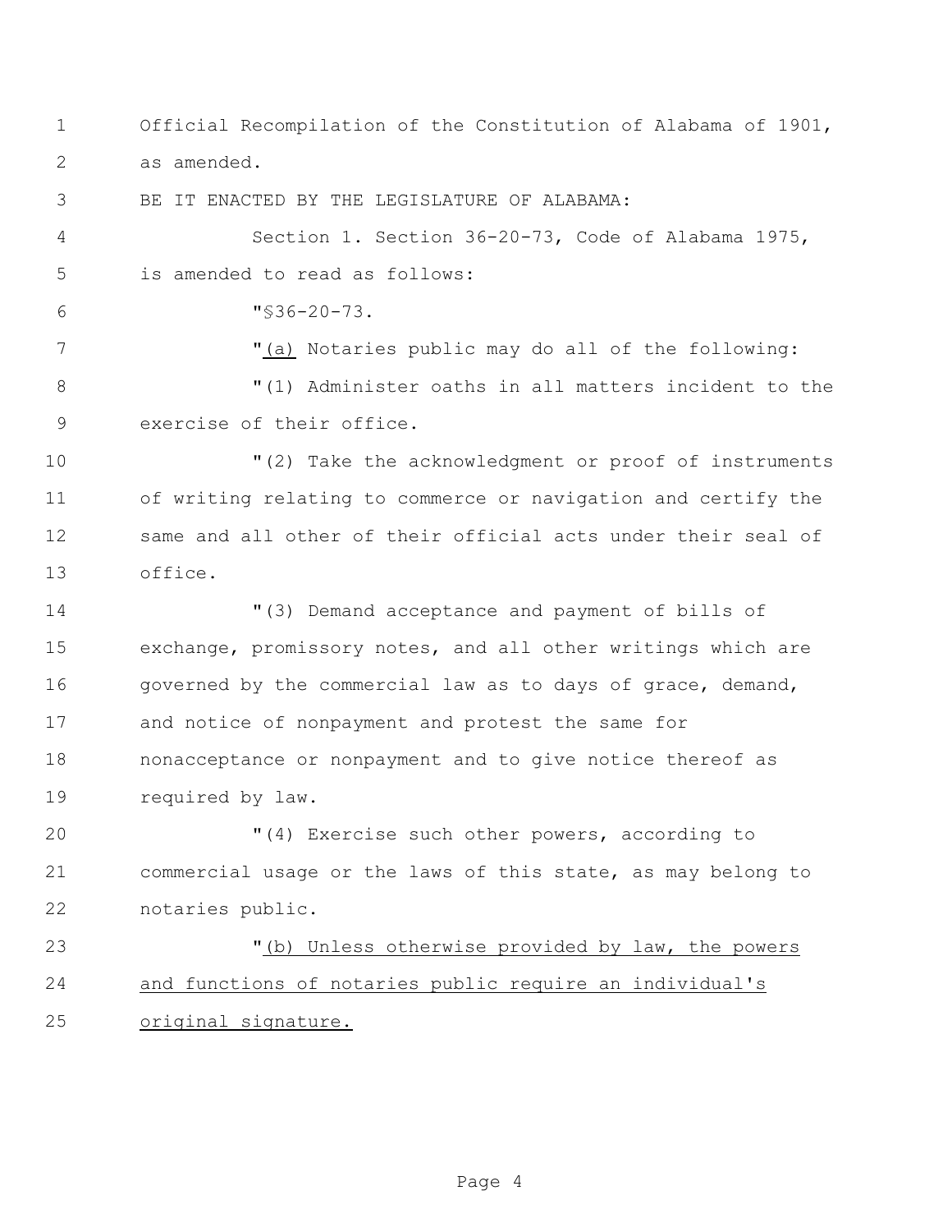Official Recompilation of the Constitution of Alabama of 1901, as amended.

BE IT ENACTED BY THE LEGISLATURE OF ALABAMA:

Section 1. Section 36-20-73, Code of Alabama 1975, is amended to read as follows:

"§36-20-73.

"<u>(a)</u> Notaries public may do all of the following:

"(1) Administer oaths in all matters incident to the exercise of their office.

"(2) Take the acknowledgment or proof of instruments of writing relating to commerce or navigation and certify the same and all other of their official acts under their seal of office.

"(3) Demand acceptance and payment of bills of exchange, promissory notes, and all other writings which are governed by the commercial law as to days of grace, demand, and notice of nonpayment and protest the same for nonacceptance or nonpayment and to give notice thereof as required by law.

"(4) Exercise such other powers, according to commercial usage or the laws of this state, as may belong to notaries public.

"<u>(b) Unless otherwise provided by law, the powers and functions of notaries public require an individual's original signature.</u>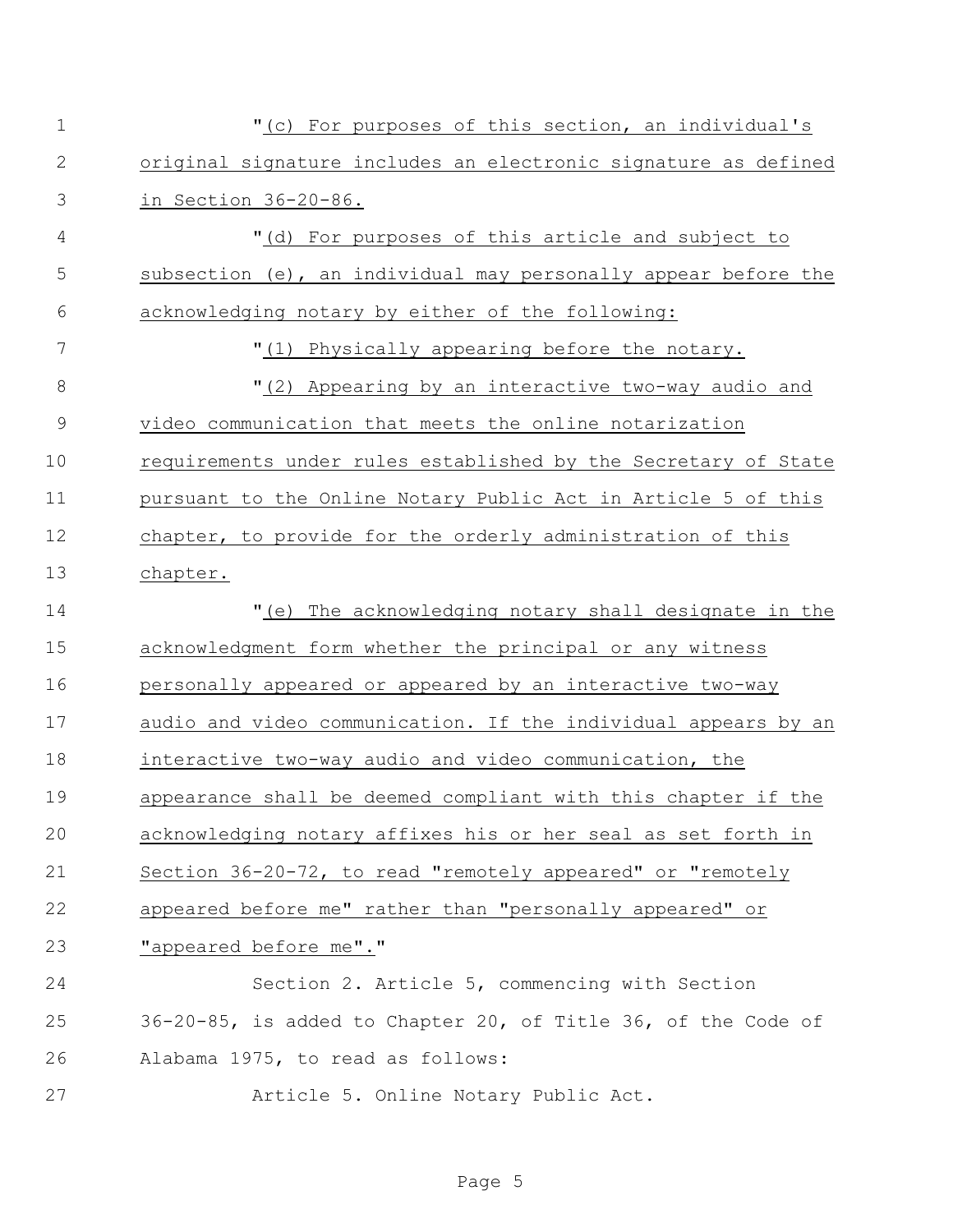"(c) For purposes of this section, an individual's original signature includes an electronic signature as defined in Section 36-20-86.

"(d) For purposes of this article and subject to subsection (e), an individual may personally appear before the acknowledging notary by either of the following:

"(1) Physically appearing before the notary.

"(2) Appearing by an interactive two-way audio and video communication that meets the online notarization requirements under rules established by the Secretary of State pursuant to the Online Notary Public Act in Article 5 of this chapter, to provide for the orderly administration of this chapter.

"(e) The acknowledging notary shall designate in the acknowledgment form whether the principal or any witness personally appeared or appeared by an interactive two-way audio and video communication. If the individual appears by an interactive two-way audio and video communication, the appearance shall be deemed compliant with this chapter if the acknowledging notary affixes his or her seal as set forth in Section 36-20-72, to read "remotely appeared" or "remotely appeared before me" rather than "personally appeared" or "appeared before me"."

Section 2. Article 5, commencing with Section 36-20-85, is added to Chapter 20, of Title 36, of the Code of Alabama 1975, to read as follows:

Article 5. Online Notary Public Act.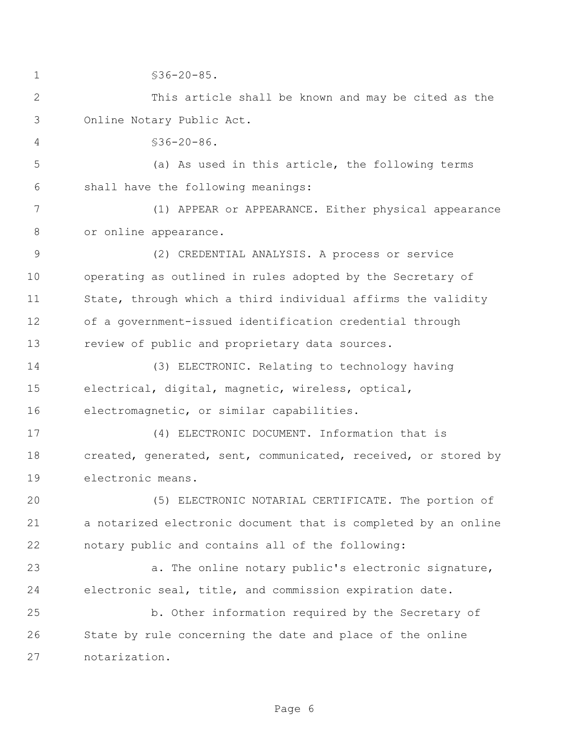§36-20-85.

This article shall be known and may be cited as the Online Notary Public Act.

§36-20-86.

(a) As used in this article, the following terms shall have the following meanings:

(1) APPEAR or APPEARANCE. Either physical appearance or online appearance.

(2) CREDENTIAL ANALYSIS. A process or service operating as outlined in rules adopted by the Secretary of State, through which a third individual affirms the validity of a government-issued identification credential through review of public and proprietary data sources.

(3) ELECTRONIC. Relating to technology having electrical, digital, magnetic, wireless, optical, electromagnetic, or similar capabilities.

(4) ELECTRONIC DOCUMENT. Information that is created, generated, sent, communicated, received, or stored by electronic means.

(5) ELECTRONIC NOTARIAL CERTIFICATE. The portion of a notarized electronic document that is completed by an online notary public and contains all of the following:

a. The online notary public's electronic signature, electronic seal, title, and commission expiration date.

b. Other information required by the Secretary of State by rule concerning the date and place of the online notarization.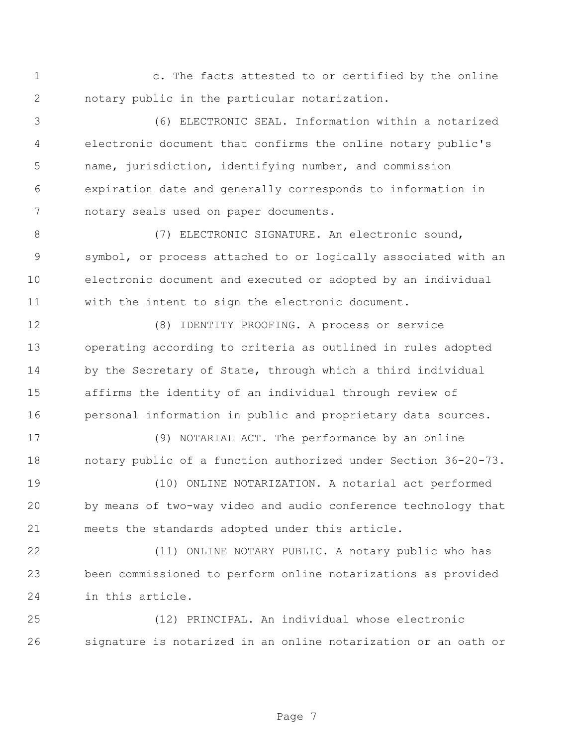c. The facts attested to or certified by the online notary public in the particular notarization.

(6) ELECTRONIC SEAL. Information within a notarized electronic document that confirms the online notary public's name, jurisdiction, identifying number, and commission expiration date and generally corresponds to information in notary seals used on paper documents.

(7) ELECTRONIC SIGNATURE. An electronic sound, symbol, or process attached to or logically associated with an electronic document and executed or adopted by an individual with the intent to sign the electronic document.

(8) IDENTITY PROOFING. A process or service operating according to criteria as outlined in rules adopted by the Secretary of State, through which a third individual affirms the identity of an individual through review of personal information in public and proprietary data sources.

(9) NOTARIAL ACT. The performance by an online notary public of a function authorized under Section 36-20-73.

(10) ONLINE NOTARIZATION. A notarial act performed by means of two-way video and audio conference technology that meets the standards adopted under this article.

(11) ONLINE NOTARY PUBLIC. A notary public who has been commissioned to perform online notarizations as provided in this article.

(12) PRINCIPAL. An individual whose electronic signature is notarized in an online notarization or an oath or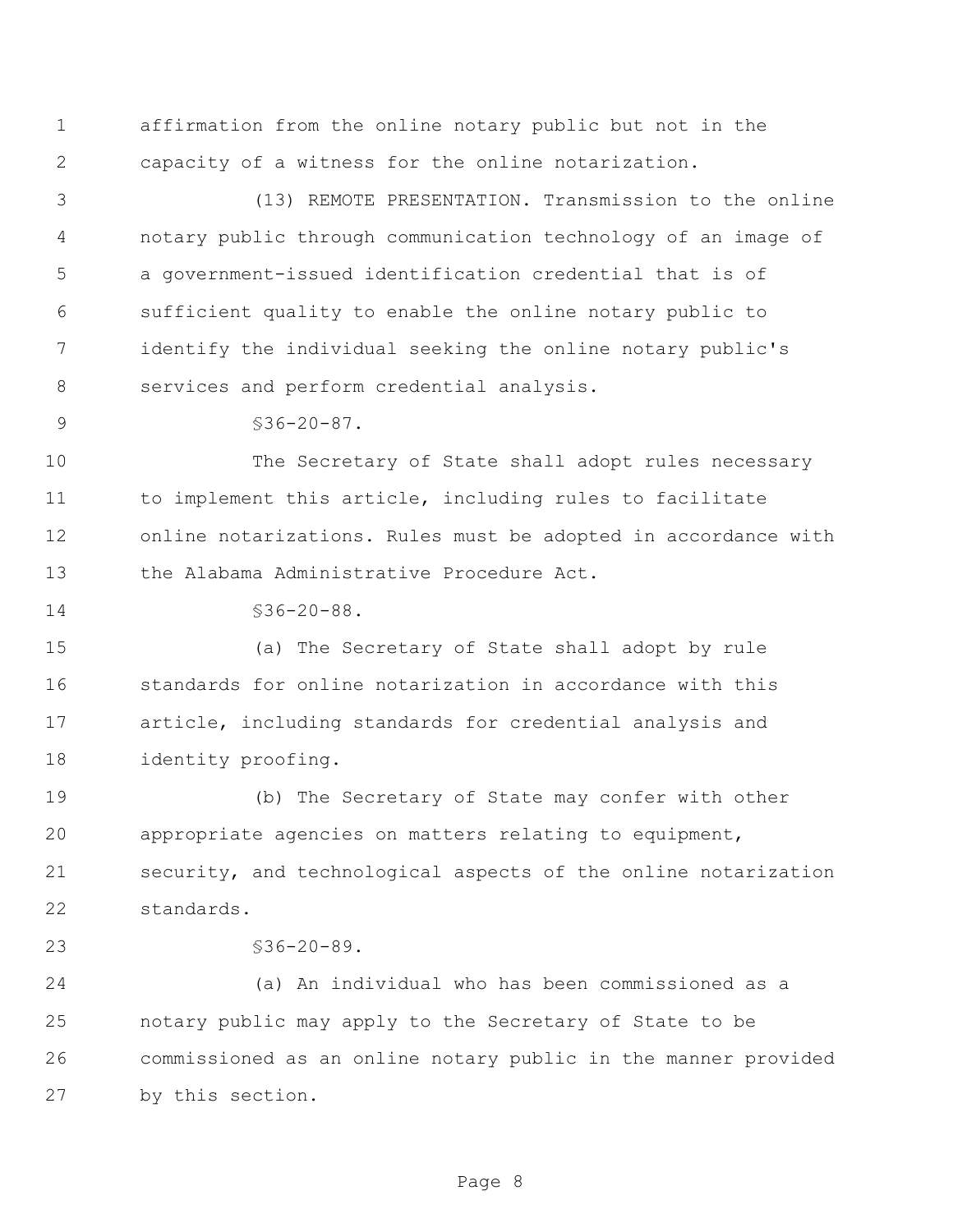affirmation from the online notary public but not in the capacity of a witness for the online notarization.

(13) REMOTE PRESENTATION. Transmission to the online notary public through communication technology of an image of a government-issued identification credential that is of sufficient quality to enable the online notary public to identify the individual seeking the online notary public's services and perform credential analysis.

§36-20-87.

The Secretary of State shall adopt rules necessary to implement this article, including rules to facilitate online notarizations. Rules must be adopted in accordance with the Alabama Administrative Procedure Act.

§36-20-88.

(a) The Secretary of State shall adopt by rule standards for online notarization in accordance with this article, including standards for credential analysis and identity proofing.

(b) The Secretary of State may confer with other appropriate agencies on matters relating to equipment, security, and technological aspects of the online notarization standards.

§36-20-89.

(a) An individual who has been commissioned as a notary public may apply to the Secretary of State to be commissioned as an online notary public in the manner provided by this section.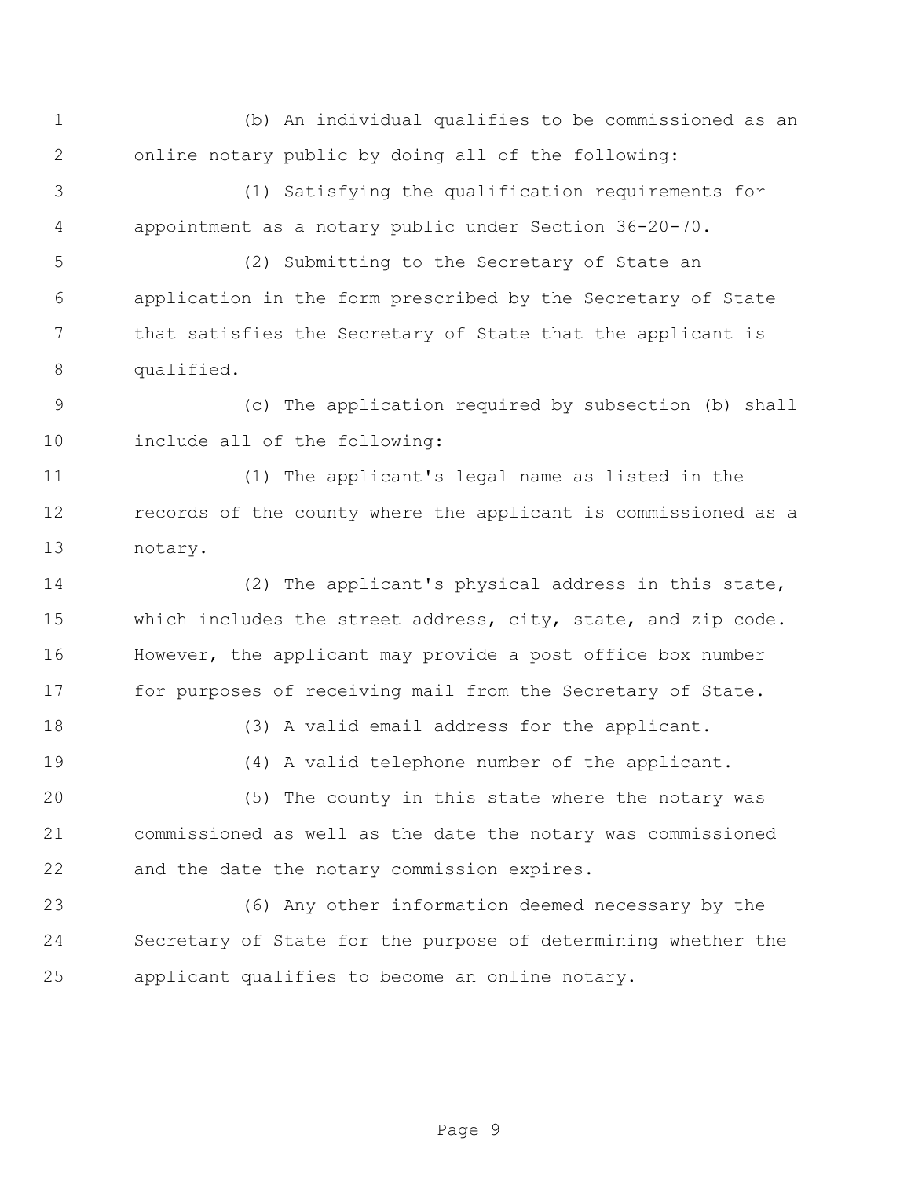(b) An individual qualifies to be commissioned as an online notary public by doing all of the following:

(1) Satisfying the qualification requirements for appointment as a notary public under Section 36-20-70.

(2) Submitting to the Secretary of State an application in the form prescribed by the Secretary of State that satisfies the Secretary of State that the applicant is qualified.

(c) The application required by subsection (b) shall include all of the following:

(1) The applicant's legal name as listed in the records of the county where the applicant is commissioned as a notary.

(2) The applicant's physical address in this state, which includes the street address, city, state, and zip code. However, the applicant may provide a post office box number for purposes of receiving mail from the Secretary of State.

(3) A valid email address for the applicant.

(4) A valid telephone number of the applicant.

(5) The county in this state where the notary was commissioned as well as the date the notary was commissioned and the date the notary commission expires.

(6) Any other information deemed necessary by the Secretary of State for the purpose of determining whether the applicant qualifies to become an online notary.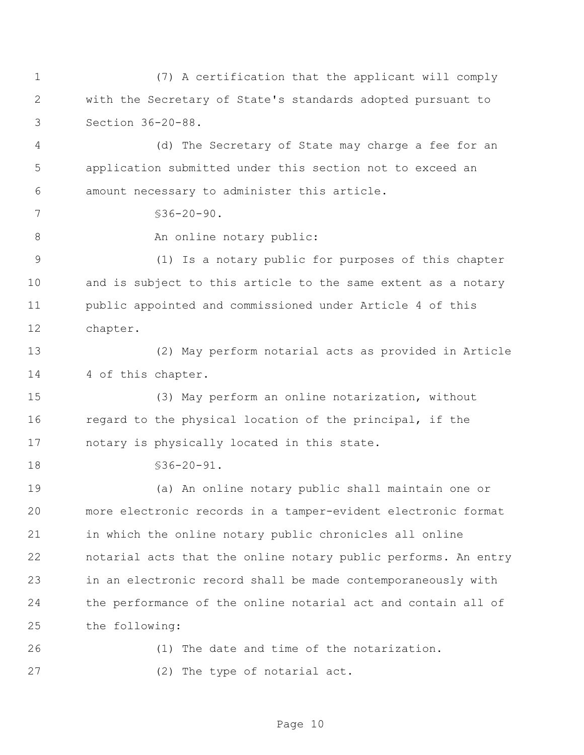(7) A certification that the applicant will comply with the Secretary of State's standards adopted pursuant to Section 36-20-88.

(d) The Secretary of State may charge a fee for an application submitted under this section not to exceed an amount necessary to administer this article.

§36-20-90.

An online notary public:

(1) Is a notary public for purposes of this chapter and is subject to this article to the same extent as a notary public appointed and commissioned under Article 4 of this chapter.

(2) May perform notarial acts as provided in Article 4 of this chapter.

(3) May perform an online notarization, without regard to the physical location of the principal, if the notary is physically located in this state.

§36-20-91.

(a) An online notary public shall maintain one or more electronic records in a tamper-evident electronic format in which the online notary public chronicles all online notarial acts that the online notary public performs. An entry in an electronic record shall be made contemporaneously with the performance of the online notarial act and contain all of the following:

(1) The date and time of the notarization.

(2) The type of notarial act.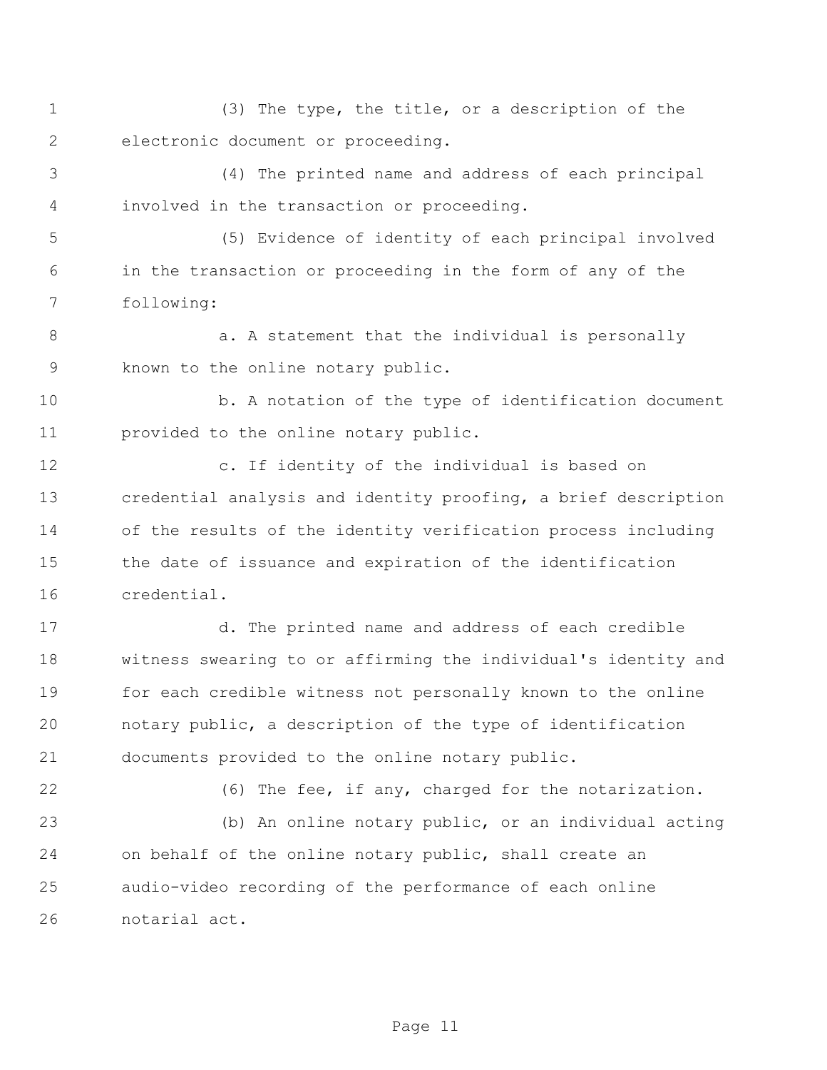(3) The type, the title, or a description of the electronic document or proceeding.

(4) The printed name and address of each principal involved in the transaction or proceeding.

(5) Evidence of identity of each principal involved in the transaction or proceeding in the form of any of the following:

a. A statement that the individual is personally known to the online notary public.

b. A notation of the type of identification document provided to the online notary public.

c. If identity of the individual is based on credential analysis and identity proofing, a brief description of the results of the identity verification process including the date of issuance and expiration of the identification credential.

d. The printed name and address of each credible witness swearing to or affirming the individual's identity and for each credible witness not personally known to the online notary public, a description of the type of identification documents provided to the online notary public.

(6) The fee, if any, charged for the notarization.

(b) An online notary public, or an individual acting on behalf of the online notary public, shall create an audio-video recording of the performance of each online notarial act.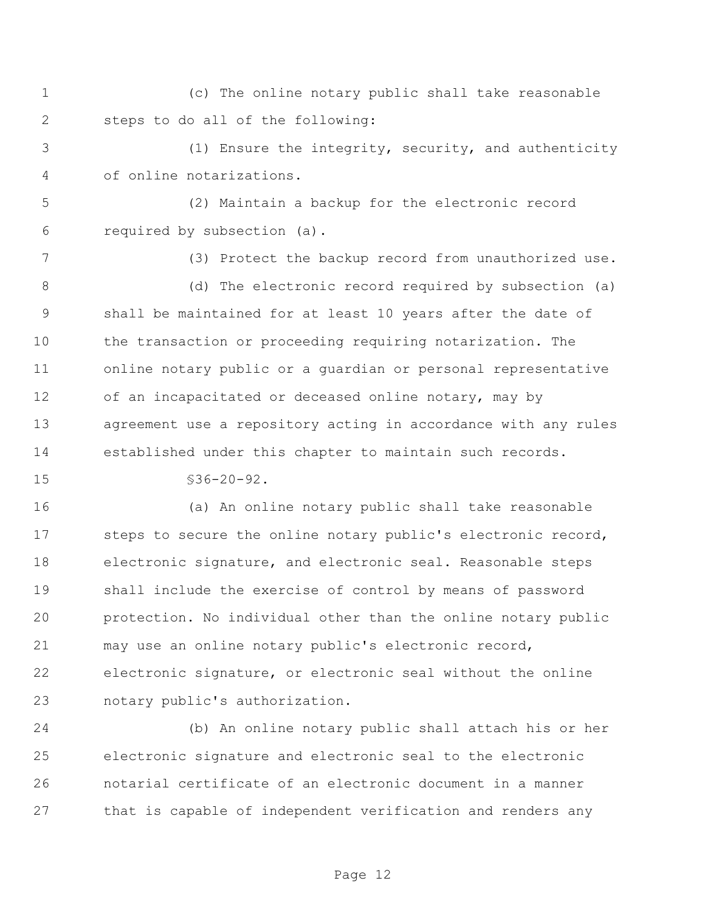(c) The online notary public shall take reasonable steps to do all of the following:

(1) Ensure the integrity, security, and authenticity of online notarizations.

(2) Maintain a backup for the electronic record required by subsection (a).

(3) Protect the backup record from unauthorized use.

(d) The electronic record required by subsection (a) shall be maintained for at least 10 years after the date of the transaction or proceeding requiring notarization. The online notary public or a guardian or personal representative of an incapacitated or deceased online notary, may by agreement use a repository acting in accordance with any rules established under this chapter to maintain such records.

§36-20-92.

(a) An online notary public shall take reasonable steps to secure the online notary public's electronic record, electronic signature, and electronic seal. Reasonable steps shall include the exercise of control by means of password protection. No individual other than the online notary public may use an online notary public's electronic record, electronic signature, or electronic seal without the online notary public's authorization.

(b) An online notary public shall attach his or her electronic signature and electronic seal to the electronic notarial certificate of an electronic document in a manner that is capable of independent verification and renders any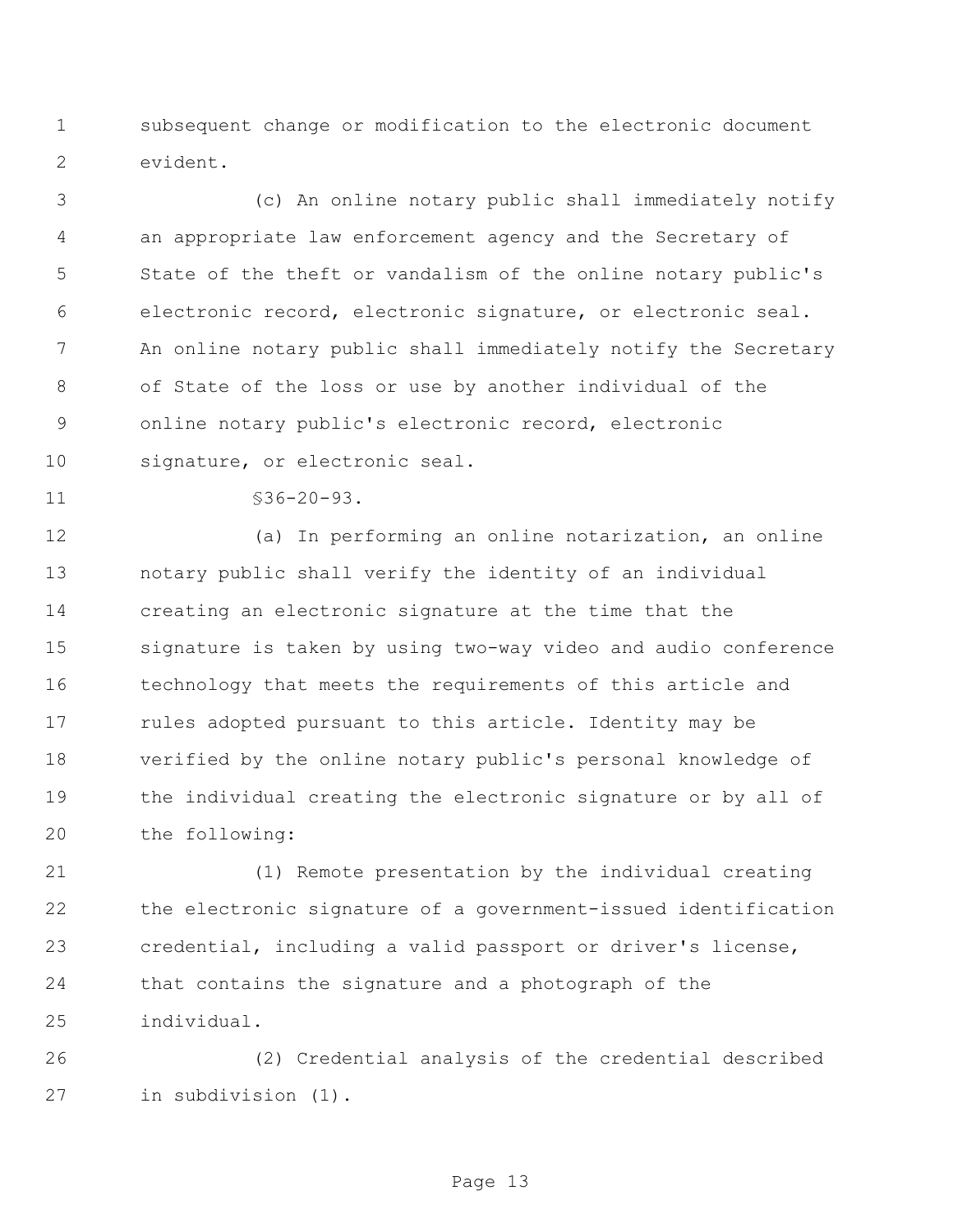subsequent change or modification to the electronic document evident.

(c) An online notary public shall immediately notify an appropriate law enforcement agency and the Secretary of State of the theft or vandalism of the online notary public's electronic record, electronic signature, or electronic seal. An online notary public shall immediately notify the Secretary of State of the loss or use by another individual of the online notary public's electronic record, electronic signature, or electronic seal.

§36-20-93.

(a) In performing an online notarization, an online notary public shall verify the identity of an individual creating an electronic signature at the time that the signature is taken by using two-way video and audio conference technology that meets the requirements of this article and rules adopted pursuant to this article. Identity may be verified by the online notary public's personal knowledge of the individual creating the electronic signature or by all of the following:

(1) Remote presentation by the individual creating the electronic signature of a government-issued identification credential, including a valid passport or driver's license, that contains the signature and a photograph of the individual.

(2) Credential analysis of the credential described in subdivision (1).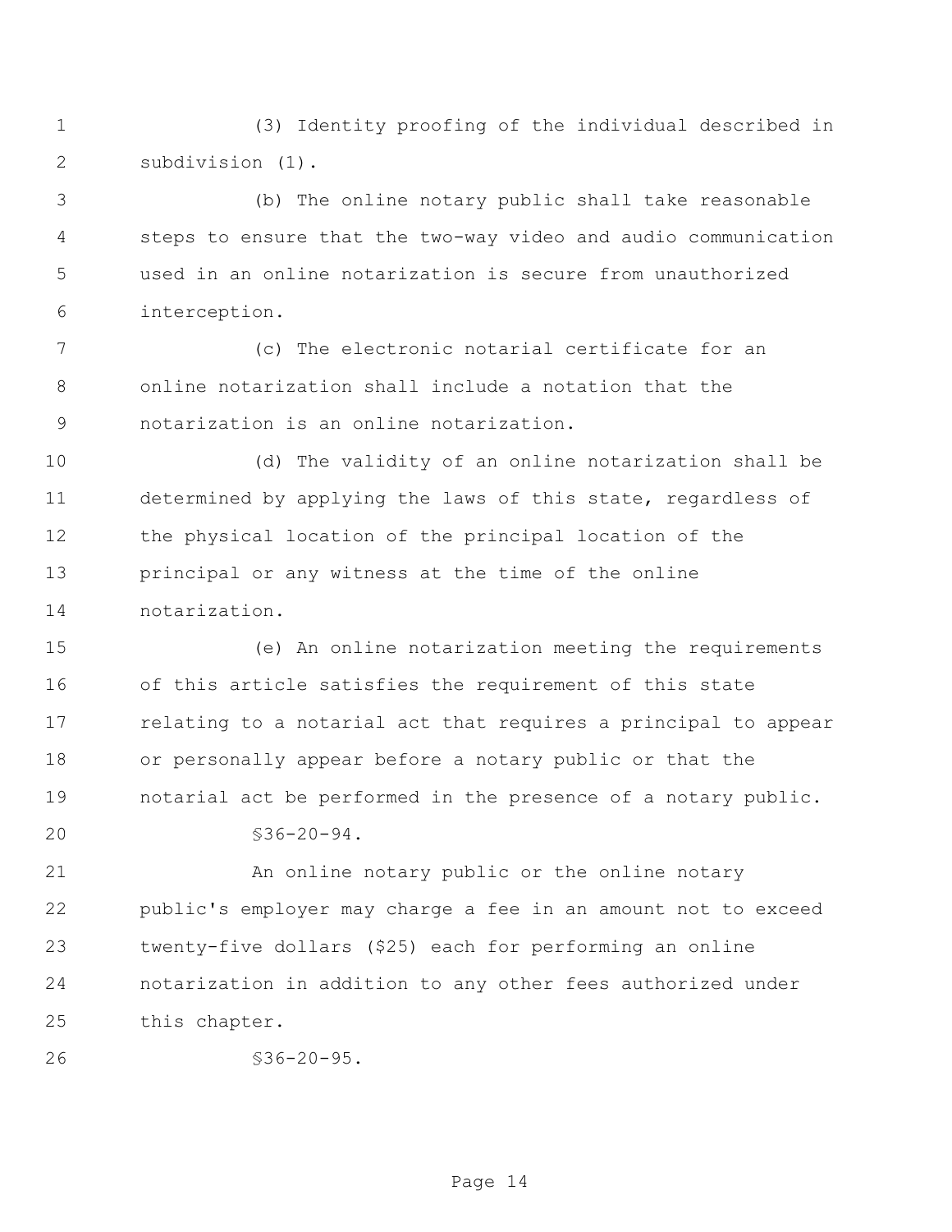(3) Identity proofing of the individual described in subdivision (1).

(b) The online notary public shall take reasonable steps to ensure that the two-way video and audio communication used in an online notarization is secure from unauthorized interception.

(c) The electronic notarial certificate for an online notarization shall include a notation that the notarization is an online notarization.

(d) The validity of an online notarization shall be determined by applying the laws of this state, regardless of the physical location of the principal location of the principal or any witness at the time of the online notarization.

(e) An online notarization meeting the requirements of this article satisfies the requirement of this state relating to a notarial act that requires a principal to appear or personally appear before a notary public or that the notarial act be performed in the presence of a notary public.

§36-20-94.

An online notary public or the online notary public's employer may charge a fee in an amount not to exceed twenty-five dollars ($25) each for performing an online notarization in addition to any other fees authorized under this chapter.

§36-20-95.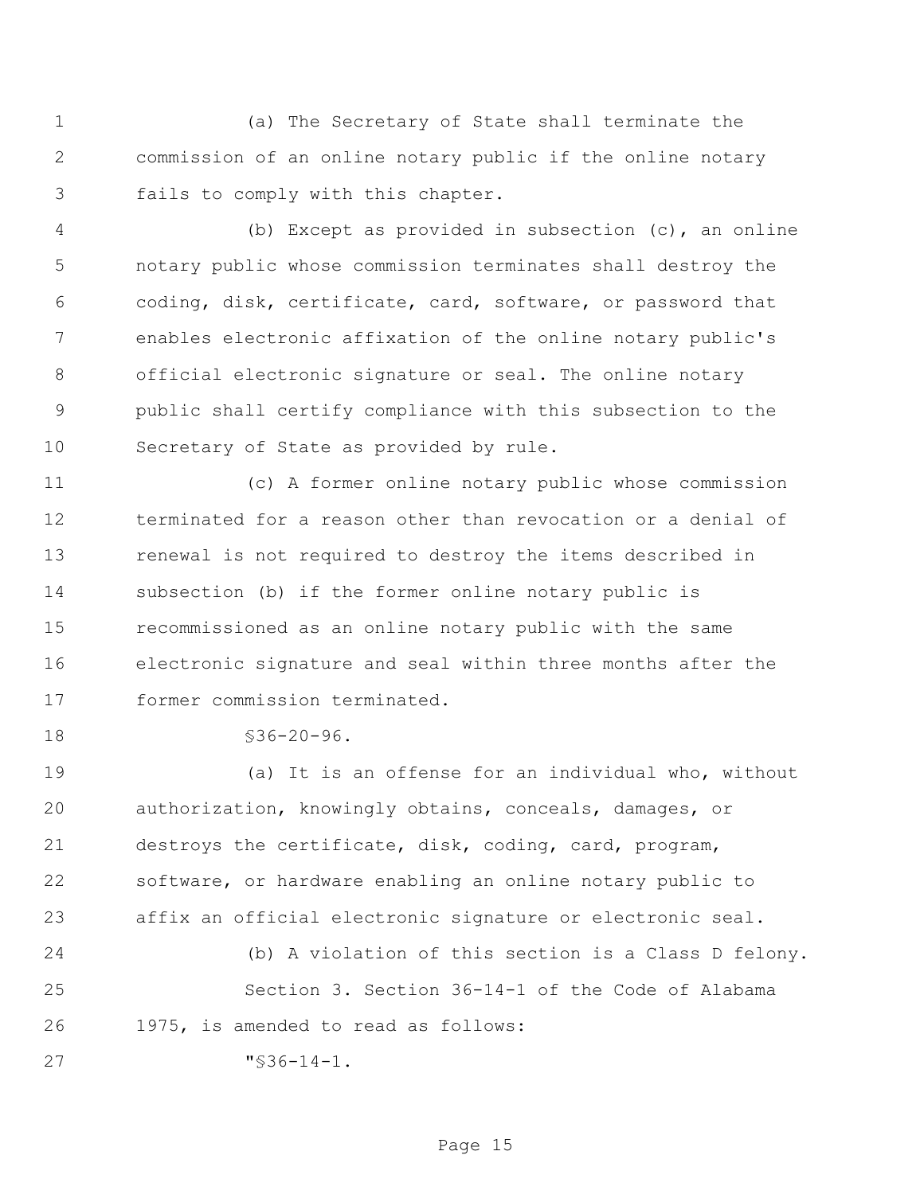(a) The Secretary of State shall terminate the commission of an online notary public if the online notary fails to comply with this chapter.

(b) Except as provided in subsection (c), an online notary public whose commission terminates shall destroy the coding, disk, certificate, card, software, or password that enables electronic affixation of the online notary public's official electronic signature or seal. The online notary public shall certify compliance with this subsection to the Secretary of State as provided by rule.

(c) A former online notary public whose commission terminated for a reason other than revocation or a denial of renewal is not required to destroy the items described in subsection (b) if the former online notary public is recommissioned as an online notary public with the same electronic signature and seal within three months after the former commission terminated.

§36-20-96.

(a) It is an offense for an individual who, without authorization, knowingly obtains, conceals, damages, or destroys the certificate, disk, coding, card, program, software, or hardware enabling an online notary public to affix an official electronic signature or electronic seal.

(b) A violation of this section is a Class D felony.

Section 3. Section 36-14-1 of the Code of Alabama 1975, is amended to read as follows:

"§36-14-1.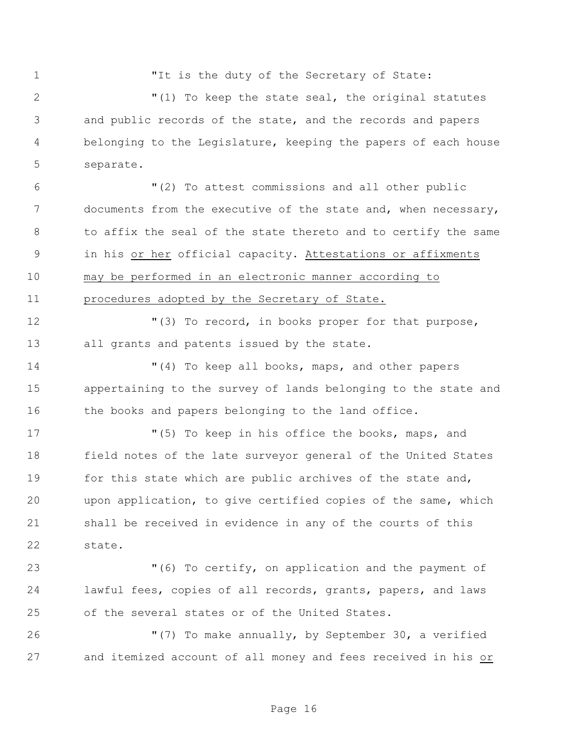"It is the duty of the Secretary of State:

"(1) To keep the state seal, the original statutes and public records of the state, and the records and papers belonging to the Legislature, keeping the papers of each house separate.

"(2) To attest commissions and all other public documents from the executive of the state and, when necessary, to affix the seal of the state thereto and to certify the same in his <u>or her</u> official capacity. <u>Attestations or affixments may be performed in an electronic manner according to procedures adopted by the Secretary of State.</u>

"(3) To record, in books proper for that purpose, all grants and patents issued by the state.

"(4) To keep all books, maps, and other papers appertaining to the survey of lands belonging to the state and the books and papers belonging to the land office.

"(5) To keep in his office the books, maps, and field notes of the late surveyor general of the United States for this state which are public archives of the state and, upon application, to give certified copies of the same, which shall be received in evidence in any of the courts of this state.

"(6) To certify, on application and the payment of lawful fees, copies of all records, grants, papers, and laws of the several states or of the United States.

"(7) To make annually, by September 30, a verified and itemized account of all money and fees received in his <u>or</u>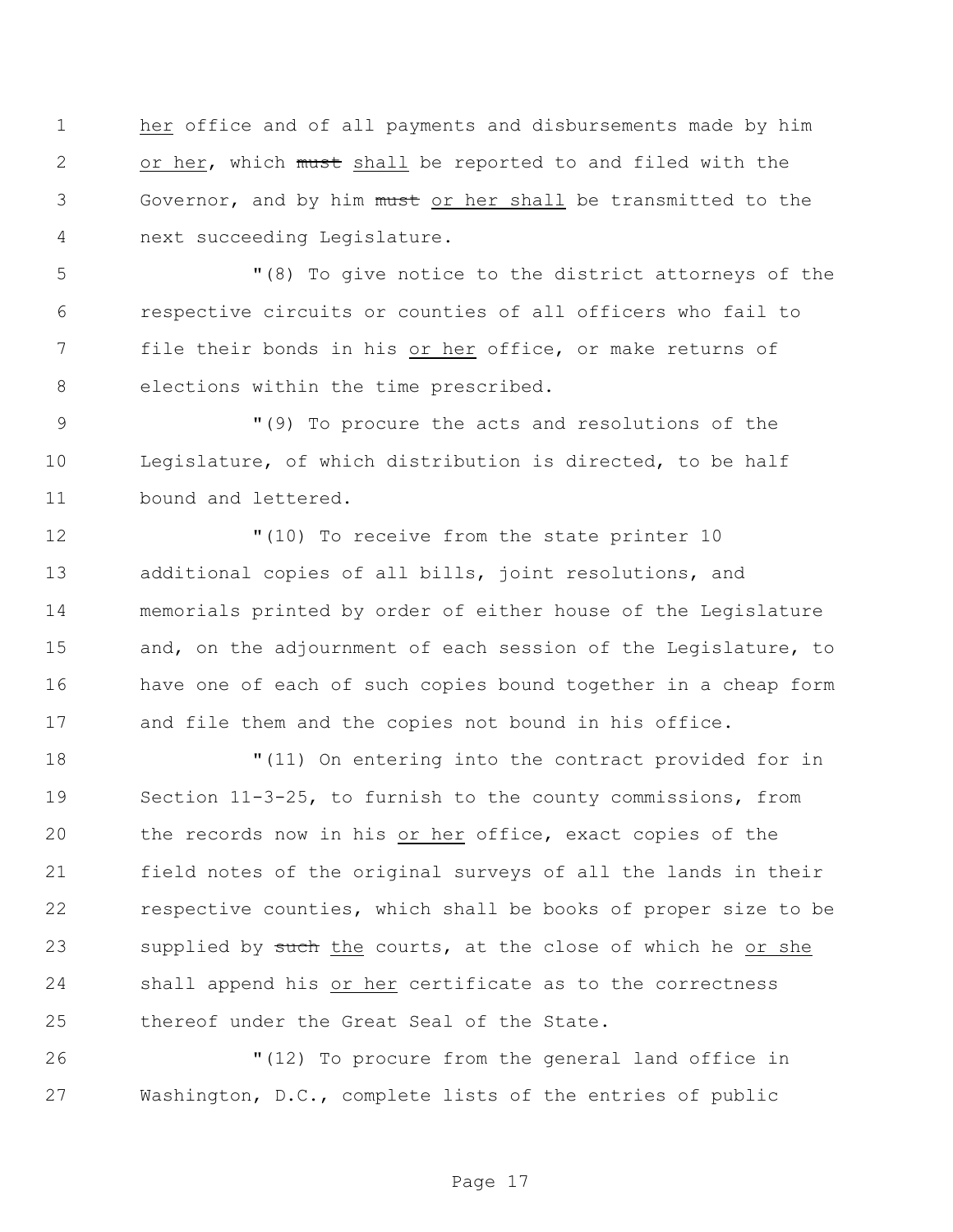her office and of all payments and disbursements made by him or her, which ~~must~~ shall be reported to and filed with the Governor, and by him ~~must~~ or her shall be transmitted to the next succeeding Legislature.

"(8) To give notice to the district attorneys of the respective circuits or counties of all officers who fail to file their bonds in his or her office, or make returns of elections within the time prescribed.

"(9) To procure the acts and resolutions of the Legislature, of which distribution is directed, to be half bound and lettered.

"(10) To receive from the state printer 10 additional copies of all bills, joint resolutions, and memorials printed by order of either house of the Legislature and, on the adjournment of each session of the Legislature, to have one of each of such copies bound together in a cheap form and file them and the copies not bound in his office.

"(11) On entering into the contract provided for in Section 11-3-25, to furnish to the county commissions, from the records now in his or her office, exact copies of the field notes of the original surveys of all the lands in their respective counties, which shall be books of proper size to be supplied by ~~such~~ the courts, at the close of which he or she shall append his or her certificate as to the correctness thereof under the Great Seal of the State.

"(12) To procure from the general land office in Washington, D.C., complete lists of the entries of public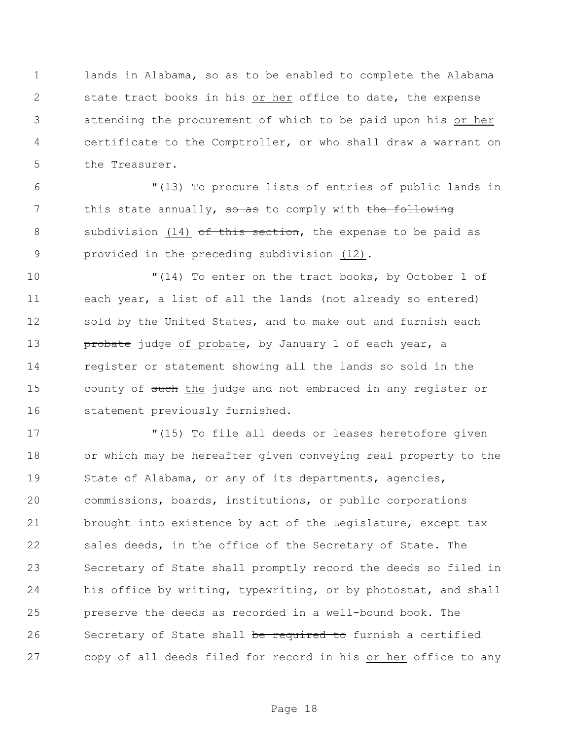lands in Alabama, so as to be enabled to complete the Alabama state tract books in his or her office to date, the expense attending the procurement of which to be paid upon his or her certificate to the Comptroller, or who shall draw a warrant on the Treasurer.

"(13) To procure lists of entries of public lands in this state annually, ~~so as~~ to comply with ~~the following~~ subdivision (14) ~~of this section~~, the expense to be paid as provided in ~~the preceding~~ subdivision (12).

"(14) To enter on the tract books, by October 1 of each year, a list of all the lands (not already so entered) sold by the United States, and to make out and furnish each ~~probate~~ judge of probate, by January 1 of each year, a register or statement showing all the lands so sold in the county of ~~such~~ the judge and not embraced in any register or statement previously furnished.

"(15) To file all deeds or leases heretofore given or which may be hereafter given conveying real property to the State of Alabama, or any of its departments, agencies, commissions, boards, institutions, or public corporations brought into existence by act of the Legislature, except tax sales deeds, in the office of the Secretary of State. The Secretary of State shall promptly record the deeds so filed in his office by writing, typewriting, or by photostat, and shall preserve the deeds as recorded in a well-bound book. The Secretary of State shall ~~be required to~~ furnish a certified copy of all deeds filed for record in his or her office to any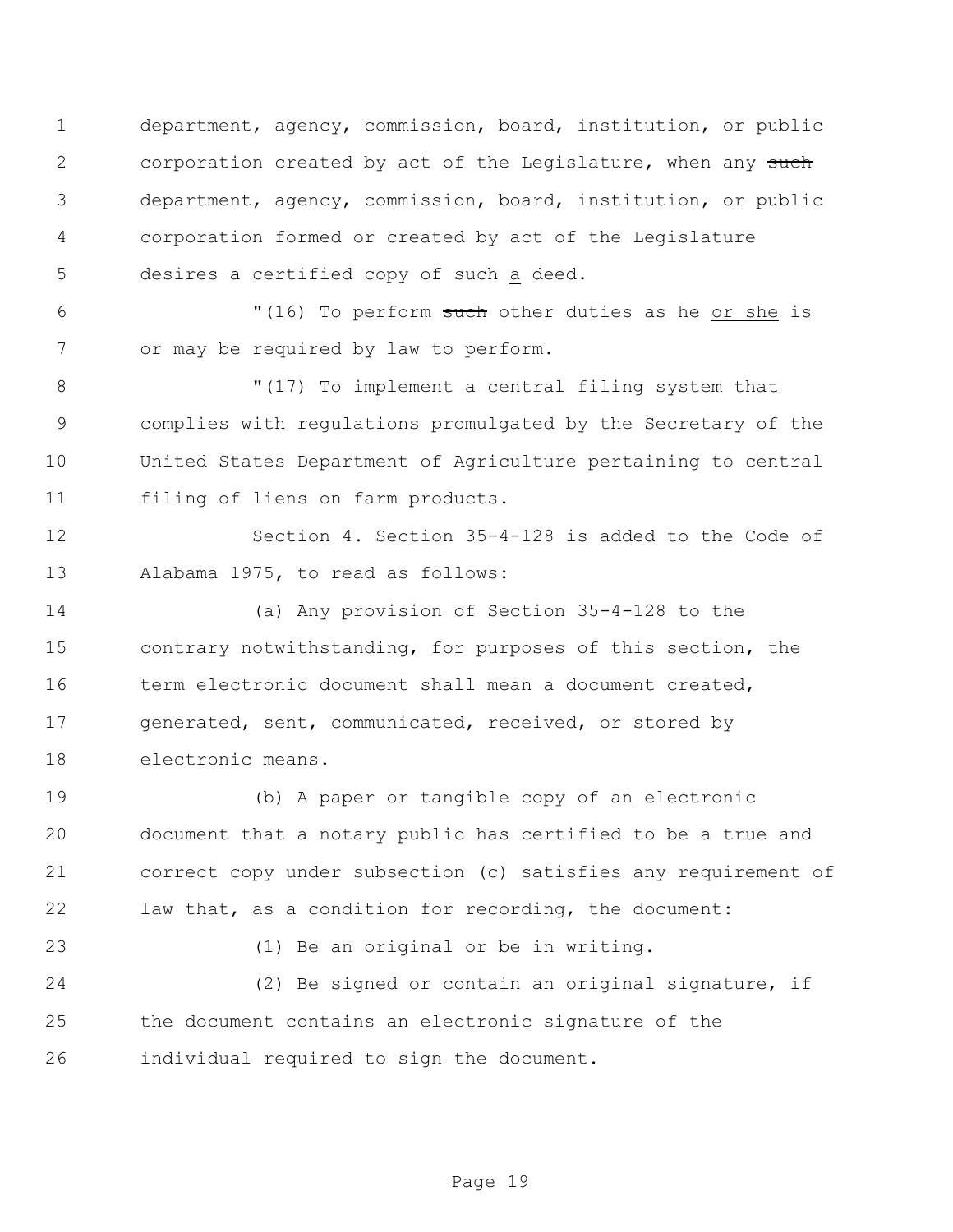department, agency, commission, board, institution, or public corporation created by act of the Legislature, when any ~~such~~ department, agency, commission, board, institution, or public corporation formed or created by act of the Legislature desires a certified copy of ~~such~~ a deed.

"(16) To perform ~~such~~ other duties as he or she is or may be required by law to perform.

"(17) To implement a central filing system that complies with regulations promulgated by the Secretary of the United States Department of Agriculture pertaining to central filing of liens on farm products.

Section 4. Section 35-4-128 is added to the Code of Alabama 1975, to read as follows:

(a) Any provision of Section 35-4-128 to the contrary notwithstanding, for purposes of this section, the term electronic document shall mean a document created, generated, sent, communicated, received, or stored by electronic means.

(b) A paper or tangible copy of an electronic document that a notary public has certified to be a true and correct copy under subsection (c) satisfies any requirement of law that, as a condition for recording, the document:

(1) Be an original or be in writing.

(2) Be signed or contain an original signature, if the document contains an electronic signature of the individual required to sign the document.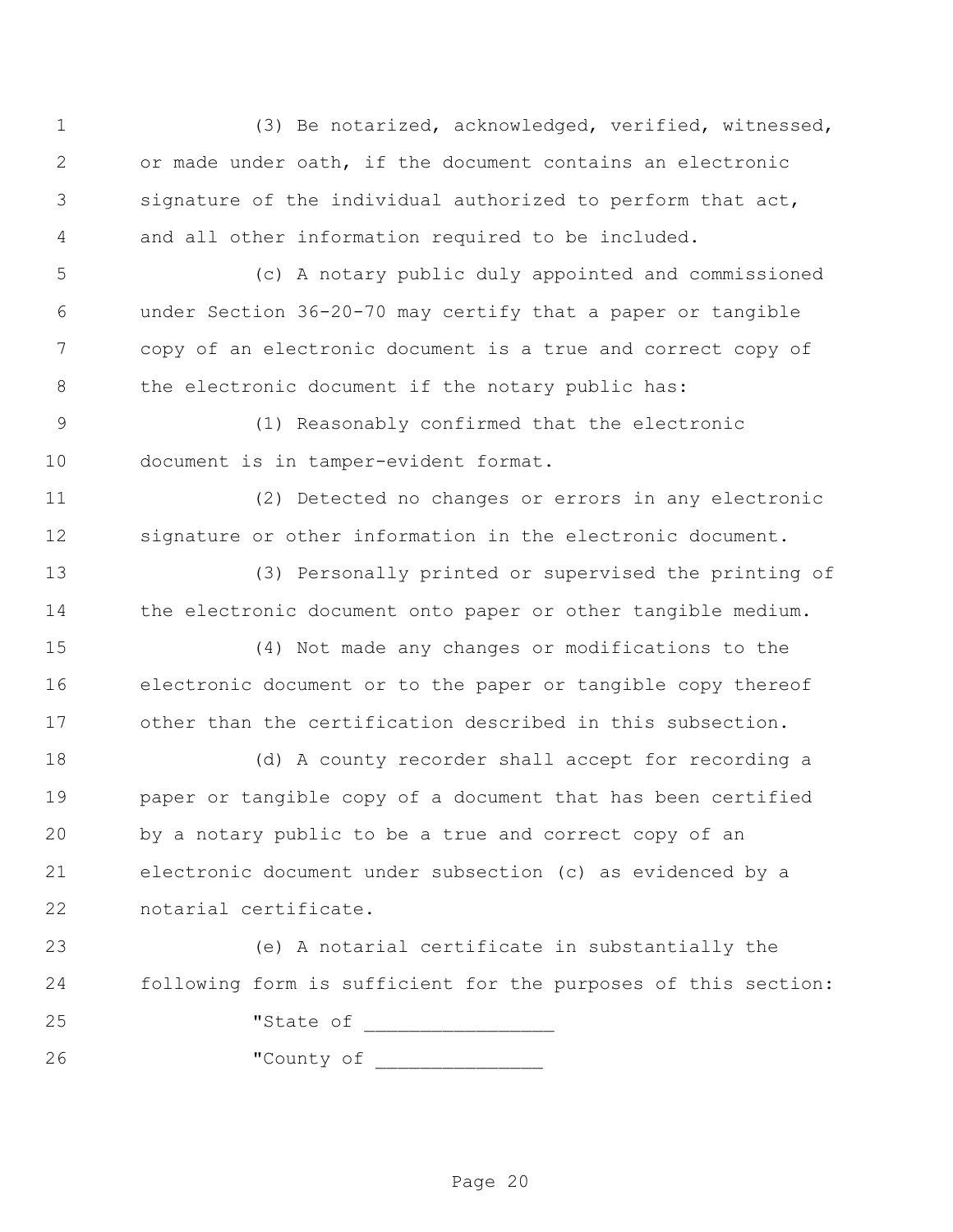(3) Be notarized, acknowledged, verified, witnessed, or made under oath, if the document contains an electronic signature of the individual authorized to perform that act, and all other information required to be included.

(c) A notary public duly appointed and commissioned under Section 36-20-70 may certify that a paper or tangible copy of an electronic document is a true and correct copy of the electronic document if the notary public has:

(1) Reasonably confirmed that the electronic document is in tamper-evident format.

(2) Detected no changes or errors in any electronic signature or other information in the electronic document.

(3) Personally printed or supervised the printing of the electronic document onto paper or other tangible medium.

(4) Not made any changes or modifications to the electronic document or to the paper or tangible copy thereof other than the certification described in this subsection.

(d) A county recorder shall accept for recording a paper or tangible copy of a document that has been certified by a notary public to be a true and correct copy of an electronic document under subsection (c) as evidenced by a notarial certificate.

(e) A notarial certificate in substantially the following form is sufficient for the purposes of this section:

"State of _________________

"County of _______________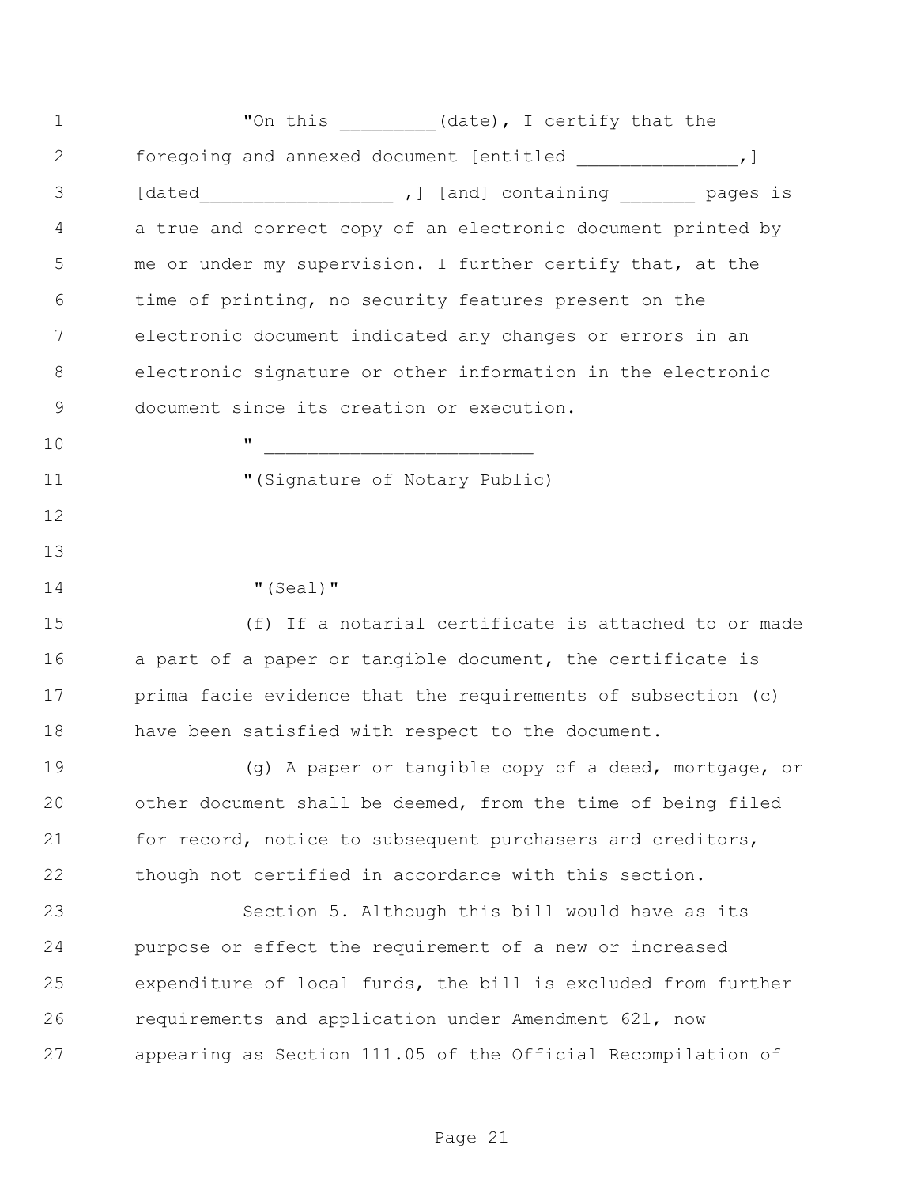"On this _________(date), I certify that the foregoing and annexed document [entitled _______________,] [dated__________________ ,] [and] containing _______ pages is a true and correct copy of an electronic document printed by me or under my supervision. I further certify that, at the time of printing, no security features present on the electronic document indicated any changes or errors in an electronic signature or other information in the electronic document since its creation or execution.

" _________________________

"(Signature of Notary Public)

"(Seal)"

(f) If a notarial certificate is attached to or made a part of a paper or tangible document, the certificate is prima facie evidence that the requirements of subsection (c) have been satisfied with respect to the document.

(g) A paper or tangible copy of a deed, mortgage, or other document shall be deemed, from the time of being filed for record, notice to subsequent purchasers and creditors, though not certified in accordance with this section.

Section 5. Although this bill would have as its purpose or effect the requirement of a new or increased expenditure of local funds, the bill is excluded from further requirements and application under Amendment 621, now appearing as Section 111.05 of the Official Recompilation of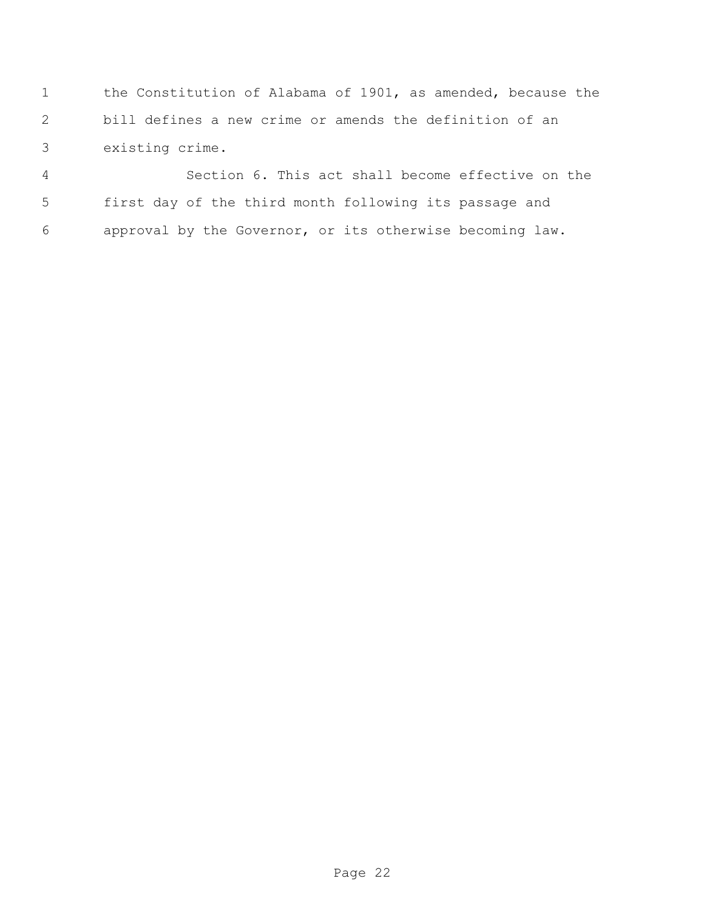the Constitution of Alabama of 1901, as amended, because the bill defines a new crime or amends the definition of an existing crime.

Section 6. This act shall become effective on the first day of the third month following its passage and approval by the Governor, or its otherwise becoming law.